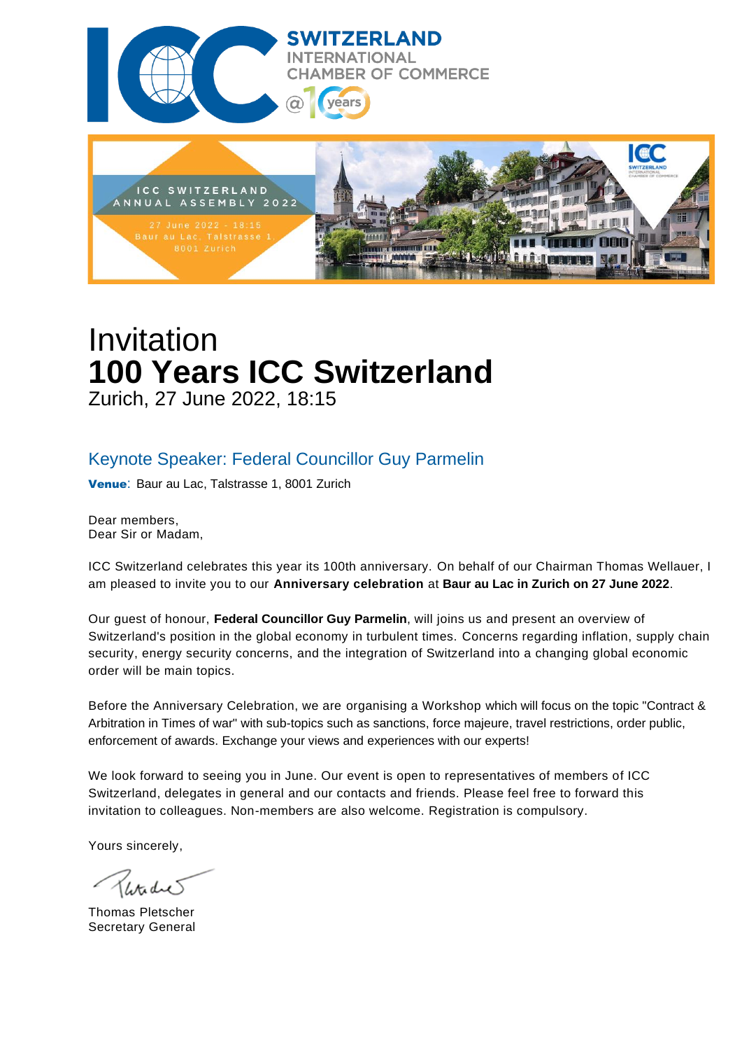SWITZERLAND
INTERNATIONAL
CHAMBER OF COMMERCE
@100 years

ICC SWITZERLAND
ANNUAL ASSEMBLY 2022

27 June 2022 - 18:15
Baur au Lac, Talstrasse 1,
8001 Zurich

# Invitation
# **100 Years ICC Switzerland**
Zurich, 27 June 2022, 18:15

## Keynote Speaker: Federal Councillor Guy Parmelin

**Venue**: Baur au Lac, Talstrasse 1, 8001 Zurich

Dear members,
Dear Sir or Madam,

ICC Switzerland celebrates this year its 100th anniversary. On behalf of our Chairman Thomas Wellauer, I am pleased to invite you to our **Anniversary celebration** at **Baur au Lac in Zurich on 27 June 2022**.

Our guest of honour, **Federal Councillor Guy Parmelin**, will joins us and present an overview of Switzerland's position in the global economy in turbulent times. Concerns regarding inflation, supply chain security, energy security concerns, and the integration of Switzerland into a changing global economic order will be main topics.

Before the Anniversary Celebration, we are organising a Workshop which will focus on the topic "Contract & Arbitration in Times of war" with sub-topics such as sanctions, force majeure, travel restrictions, order public, enforcement of awards. Exchange your views and experiences with our experts!

We look forward to seeing you in June. Our event is open to representatives of members of ICC Switzerland, delegates in general and our contacts and friends. Please feel free to forward this invitation to colleagues. Non-members are also welcome. Registration is compulsory.

Yours sincerely,

Thomas Pletscher
Secretary General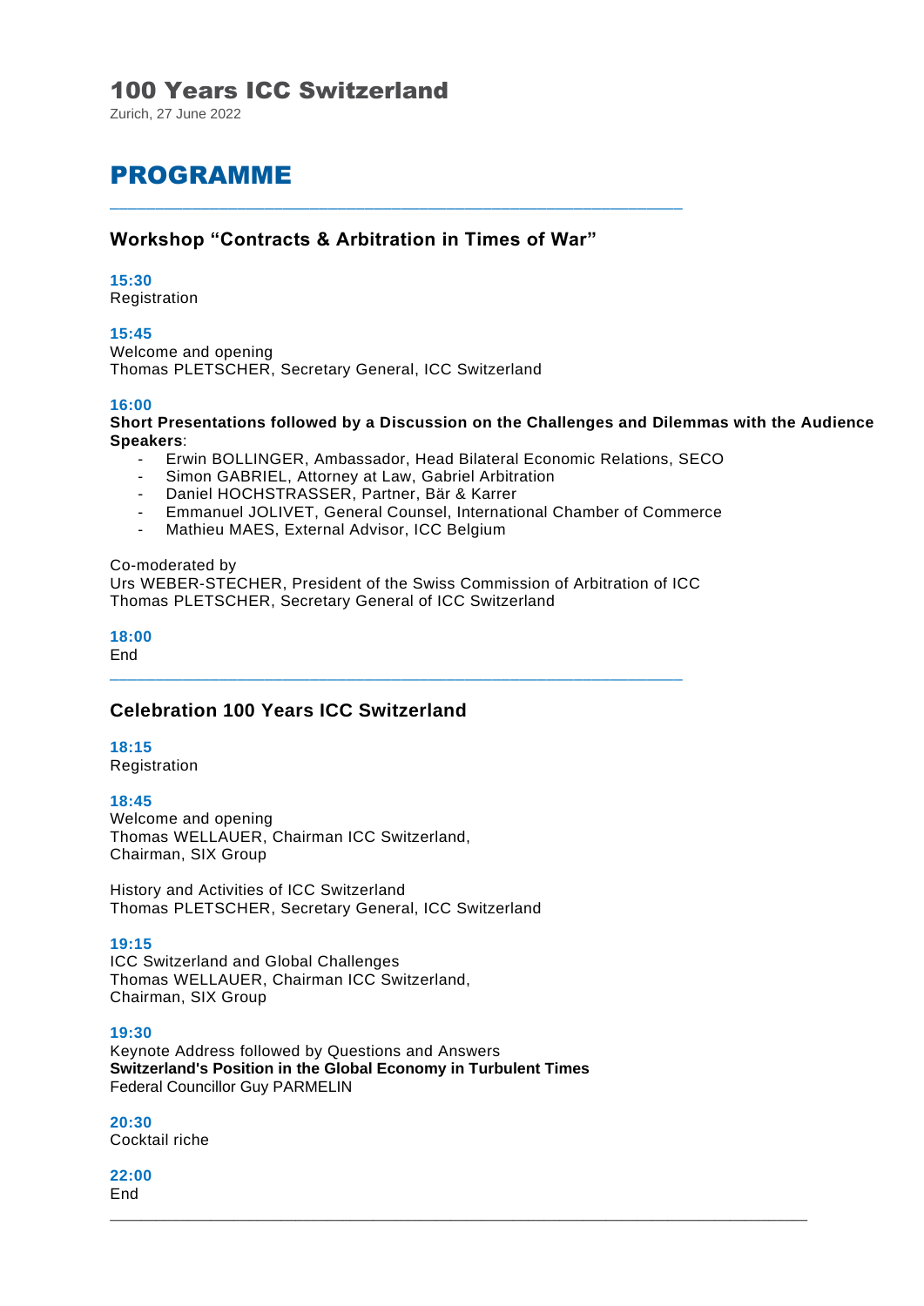# 100 Years ICC Switzerland

Zurich, 27 June 2022

## PROGRAMME

---

### Workshop "Contracts & Arbitration in Times of War"

**15:30**
Registration

**15:45**
Welcome and opening
Thomas PLETSCHER, Secretary General, ICC Switzerland

**16:00**
**Short Presentations followed by a Discussion on the Challenges and Dilemmas with the Audience**
**Speakers**:

- Erwin BOLLINGER, Ambassador, Head Bilateral Economic Relations, SECO
- Simon GABRIEL, Attorney at Law, Gabriel Arbitration
- Daniel HOCHSTRASSER, Partner, Bär & Karrer
- Emmanuel JOLIVET, General Counsel, International Chamber of Commerce
- Mathieu MAES, External Advisor, ICC Belgium

Co-moderated by
Urs WEBER-STECHER, President of the Swiss Commission of Arbitration of ICC
Thomas PLETSCHER, Secretary General of ICC Switzerland

**18:00**
End

---

### Celebration 100 Years ICC Switzerland

**18:15**
Registration

**18:45**
Welcome and opening
Thomas WELLAUER, Chairman ICC Switzerland,
Chairman, SIX Group

History and Activities of ICC Switzerland
Thomas PLETSCHER, Secretary General, ICC Switzerland

**19:15**
ICC Switzerland and Global Challenges
Thomas WELLAUER, Chairman ICC Switzerland,
Chairman, SIX Group

**19:30**
Keynote Address followed by Questions and Answers
**Switzerland's Position in the Global Economy in Turbulent Times**
Federal Councillor Guy PARMELIN

**20:30**
Cocktail riche

**22:00**
End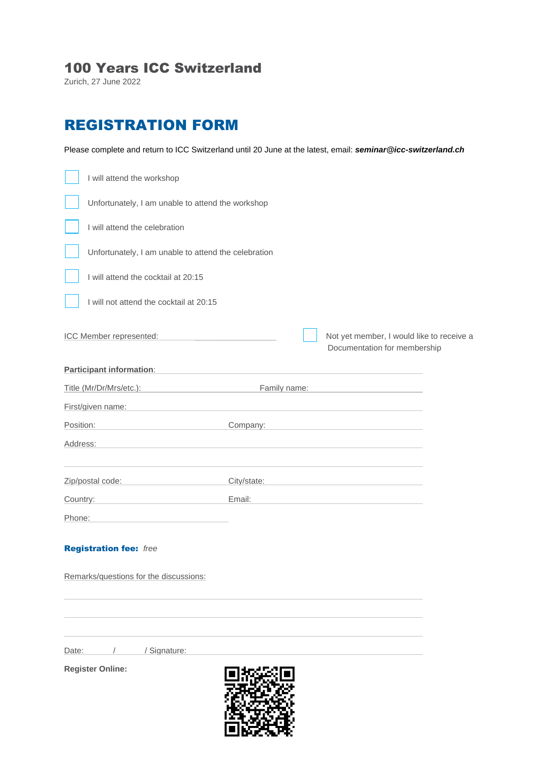# 100 Years ICC Switzerland

Zurich, 27 June 2022

## REGISTRATION FORM

Please complete and return to ICC Switzerland until 20 June at the latest, email: ***seminar@icc-switzerland.ch***

☐ I will attend the workshop

☐ Unfortunately, I am unable to attend the workshop

☐ I will attend the celebration

☐ Unfortunately, I am unable to attend the celebration

☐ I will attend the cocktail at 20:15

☐ I will not attend the cocktail at 20:15

ICC Member represented: ____________________

☐ Not yet member, I would like to receive a Documentation for membership

**Participant information**:

Title (Mr/Dr/Mrs/etc.): ____________________ Family name: ____________________

First/given name: ____________________

Position: ____________________ Company: ____________________

Address: ____________________

____________________

Zip/postal code: ____________________ City/state: ____________________

Country: ____________________ Email: ____________________

Phone: ____________________

**Registration fee:** *free*

Remarks/questions for the discussions:

____________________

____________________

____________________

Date: ____ / ____ / Signature: ____________________

**Register Online:**